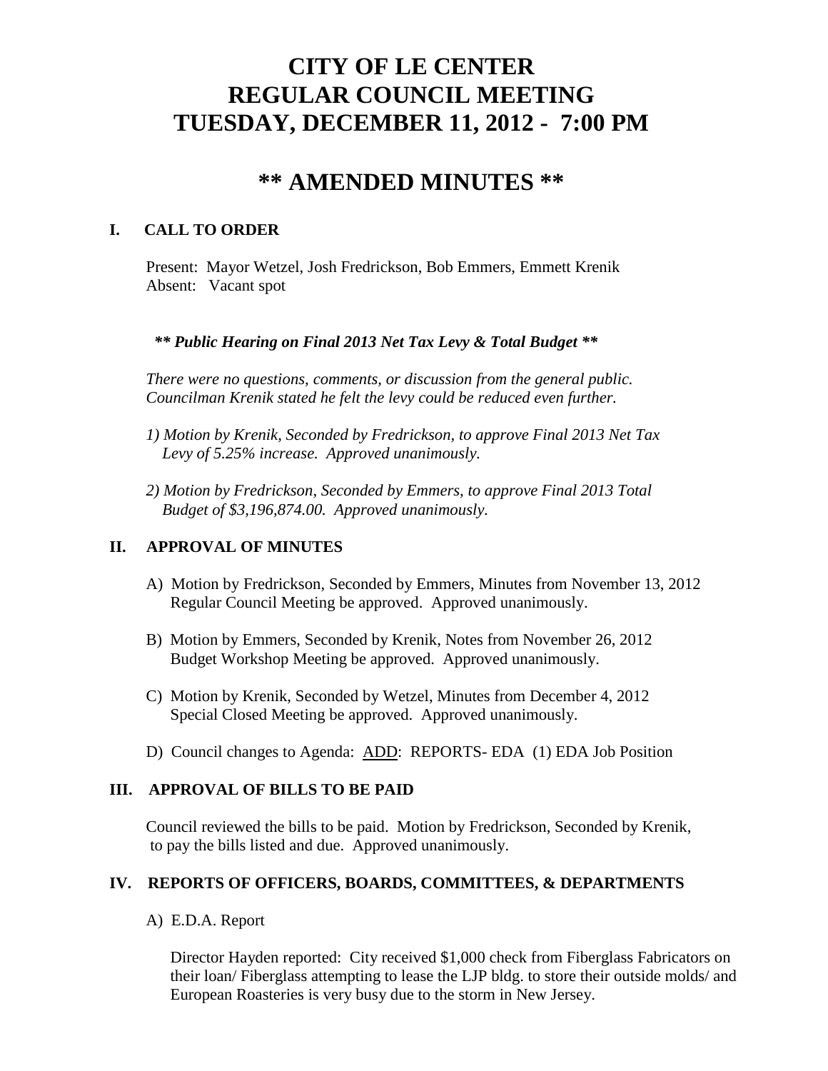# CITY OF LE CENTER
# REGULAR COUNCIL MEETING
# TUESDAY, DECEMBER 11, 2012 - 7:00 PM

## ** AMENDED MINUTES **

### I. CALL TO ORDER

Present: Mayor Wetzel, Josh Fredrickson, Bob Emmers, Emmett Krenik
Absent: Vacant spot

***\*\* Public Hearing on Final 2013 Net Tax Levy & Total Budget \*\****

*There were no questions, comments, or discussion from the general public. Councilman Krenik stated he felt the levy could be reduced even further.*

*1) Motion by Krenik, Seconded by Fredrickson, to approve Final 2013 Net Tax Levy of 5.25% increase. Approved unanimously.*

*2) Motion by Fredrickson, Seconded by Emmers, to approve Final 2013 Total Budget of $3,196,874.00. Approved unanimously.*

### II. APPROVAL OF MINUTES

A) Motion by Fredrickson, Seconded by Emmers, Minutes from November 13, 2012 Regular Council Meeting be approved. Approved unanimously.

B) Motion by Emmers, Seconded by Krenik, Notes from November 26, 2012 Budget Workshop Meeting be approved. Approved unanimously.

C) Motion by Krenik, Seconded by Wetzel, Minutes from December 4, 2012 Special Closed Meeting be approved. Approved unanimously.

D) Council changes to Agenda: ADD: REPORTS- EDA (1) EDA Job Position

### III. APPROVAL OF BILLS TO BE PAID

Council reviewed the bills to be paid. Motion by Fredrickson, Seconded by Krenik, to pay the bills listed and due. Approved unanimously.

### IV. REPORTS OF OFFICERS, BOARDS, COMMITTEES, & DEPARTMENTS

A) E.D.A. Report

Director Hayden reported: City received $1,000 check from Fiberglass Fabricators on their loan/ Fiberglass attempting to lease the LJP bldg. to store their outside molds/ and European Roasteries is very busy due to the storm in New Jersey.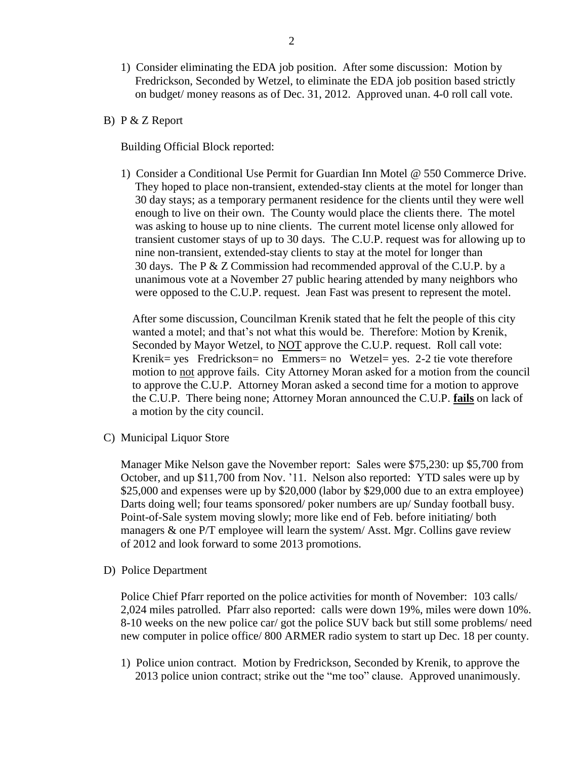1) Consider eliminating the EDA job position. After some discussion: Motion by Fredrickson, Seconded by Wetzel, to eliminate the EDA job position based strictly on budget/ money reasons as of Dec. 31, 2012. Approved unan. 4-0 roll call vote.

B) P & Z Report

Building Official Block reported:

1) Consider a Conditional Use Permit for Guardian Inn Motel @ 550 Commerce Drive. They hoped to place non-transient, extended-stay clients at the motel for longer than 30 day stays; as a temporary permanent residence for the clients until they were well enough to live on their own. The County would place the clients there. The motel was asking to house up to nine clients. The current motel license only allowed for transient customer stays of up to 30 days. The C.U.P. request was for allowing up to nine non-transient, extended-stay clients to stay at the motel for longer than 30 days. The P & Z Commission had recommended approval of the C.U.P. by a unanimous vote at a November 27 public hearing attended by many neighbors who were opposed to the C.U.P. request. Jean Fast was present to represent the motel.

After some discussion, Councilman Krenik stated that he felt the people of this city wanted a motel; and that's not what this would be. Therefore: Motion by Krenik, Seconded by Mayor Wetzel, to <u>NOT</u> approve the C.U.P. request. Roll call vote: Krenik= yes Fredrickson= no Emmers= no Wetzel= yes. 2-2 tie vote therefore motion to <u>not</u> approve fails. City Attorney Moran asked for a motion from the council to approve the C.U.P. Attorney Moran asked a second time for a motion to approve the C.U.P. There being none; Attorney Moran announced the C.U.P. **<u>fails</u>** on lack of a motion by the city council.

C) Municipal Liquor Store

Manager Mike Nelson gave the November report: Sales were $75,230: up $5,700 from October, and up $11,700 from Nov. '11. Nelson also reported: YTD sales were up by $25,000 and expenses were up by $20,000 (labor by $29,000 due to an extra employee) Darts doing well; four teams sponsored/ poker numbers are up/ Sunday football busy. Point-of-Sale system moving slowly; more like end of Feb. before initiating/ both managers & one P/T employee will learn the system/ Asst. Mgr. Collins gave review of 2012 and look forward to some 2013 promotions.

D) Police Department

Police Chief Pfarr reported on the police activities for month of November: 103 calls/ 2,024 miles patrolled. Pfarr also reported: calls were down 19%, miles were down 10%. 8-10 weeks on the new police car/ got the police SUV back but still some problems/ need new computer in police office/ 800 ARMER radio system to start up Dec. 18 per county.

1) Police union contract. Motion by Fredrickson, Seconded by Krenik, to approve the 2013 police union contract; strike out the "me too" clause. Approved unanimously.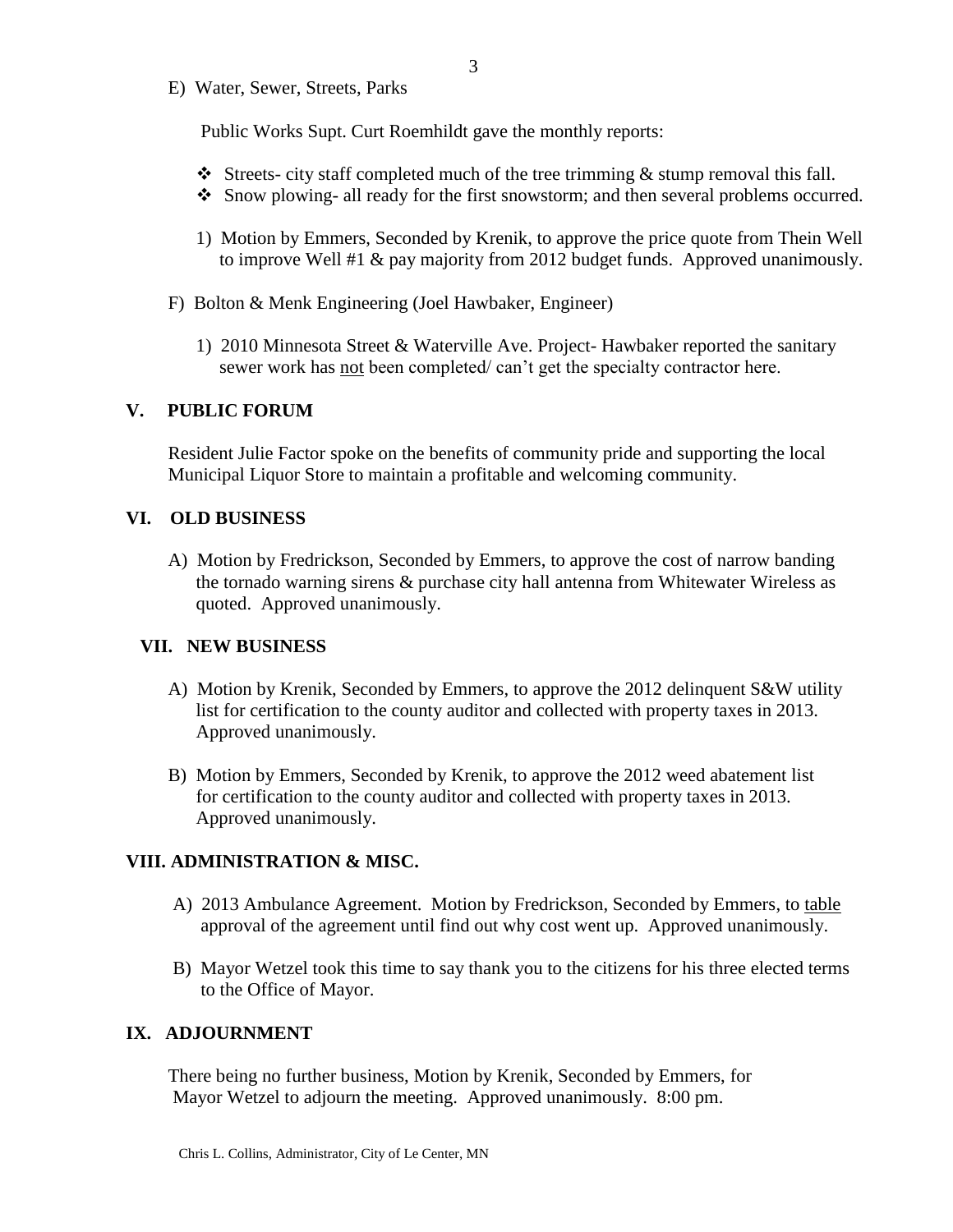E) Water, Sewer, Streets, Parks

Public Works Supt. Curt Roemhildt gave the monthly reports:

- Streets- city staff completed much of the tree trimming & stump removal this fall.
- Snow plowing- all ready for the first snowstorm; and then several problems occurred.

1) Motion by Emmers, Seconded by Krenik, to approve the price quote from Thein Well to improve Well #1 & pay majority from 2012 budget funds. Approved unanimously.

F) Bolton & Menk Engineering (Joel Hawbaker, Engineer)

1) 2010 Minnesota Street & Waterville Ave. Project- Hawbaker reported the sanitary sewer work has <u>not</u> been completed/ can't get the specialty contractor here.

## V. PUBLIC FORUM

Resident Julie Factor spoke on the benefits of community pride and supporting the local Municipal Liquor Store to maintain a profitable and welcoming community.

## VI. OLD BUSINESS

A) Motion by Fredrickson, Seconded by Emmers, to approve the cost of narrow banding the tornado warning sirens & purchase city hall antenna from Whitewater Wireless as quoted. Approved unanimously.

## VII. NEW BUSINESS

A) Motion by Krenik, Seconded by Emmers, to approve the 2012 delinquent S&W utility list for certification to the county auditor and collected with property taxes in 2013. Approved unanimously.

B) Motion by Emmers, Seconded by Krenik, to approve the 2012 weed abatement list for certification to the county auditor and collected with property taxes in 2013. Approved unanimously.

## VIII. ADMINISTRATION & MISC.

A) 2013 Ambulance Agreement. Motion by Fredrickson, Seconded by Emmers, to <u>table</u> approval of the agreement until find out why cost went up. Approved unanimously.

B) Mayor Wetzel took this time to say thank you to the citizens for his three elected terms to the Office of Mayor.

## IX. ADJOURNMENT

There being no further business, Motion by Krenik, Seconded by Emmers, for Mayor Wetzel to adjourn the meeting. Approved unanimously. 8:00 pm.

Chris L. Collins, Administrator, City of Le Center, MN